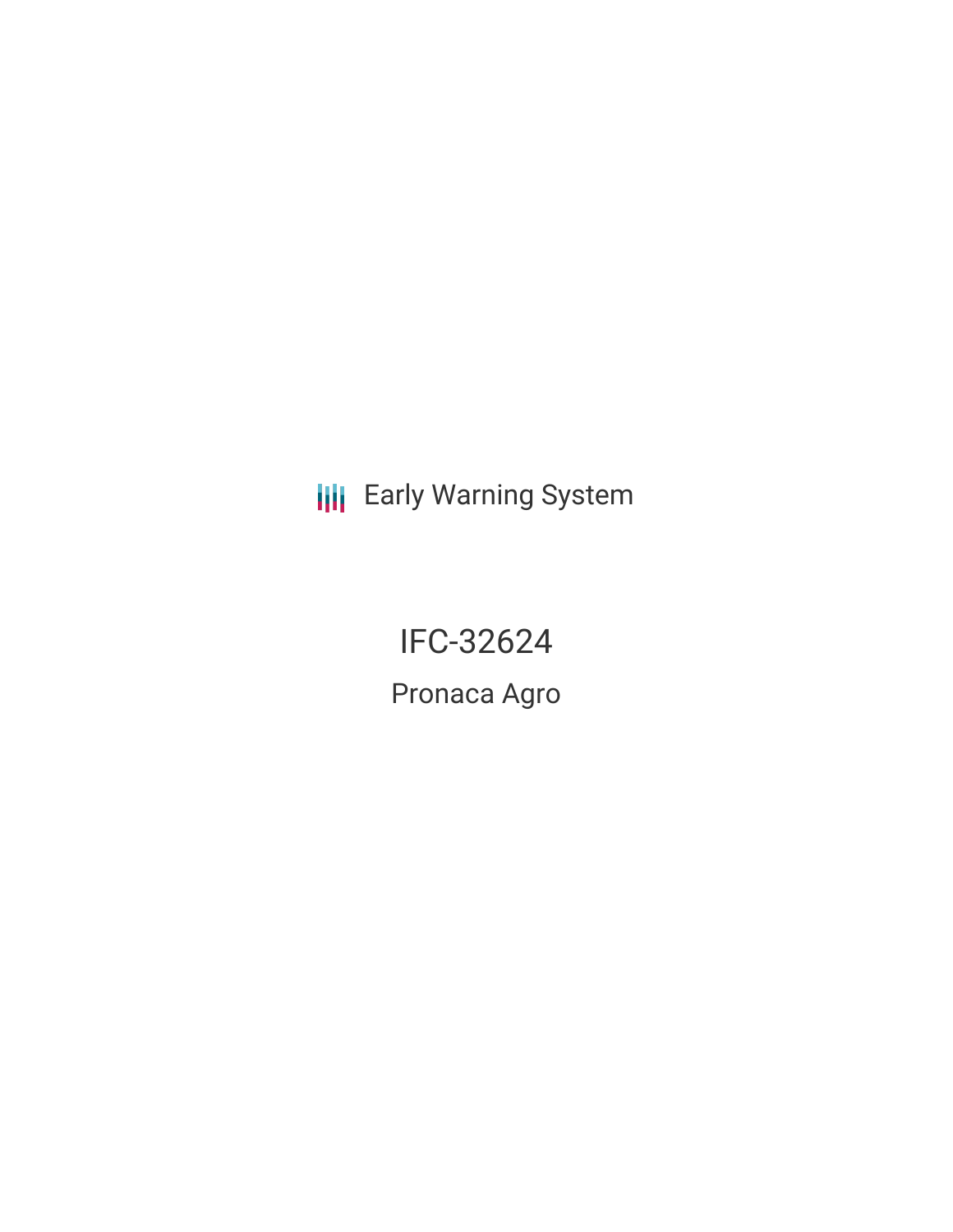Early Warning System

# IFC-32624

## Pronaca Agro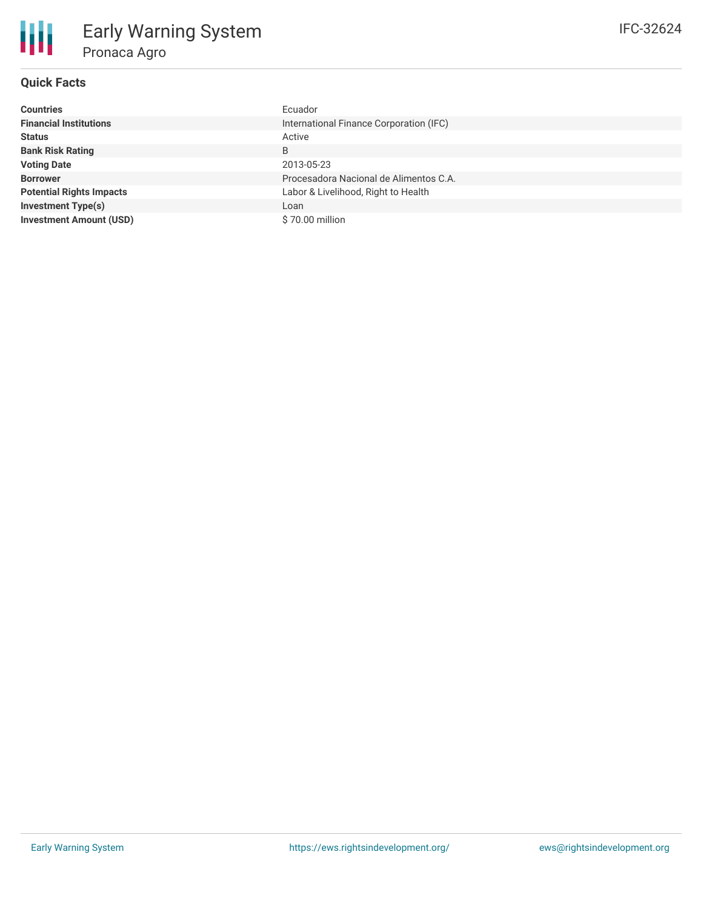# Early Warning System

## Pronaca Agro

IFC-32624

### Quick Facts

| | |
|---|---|
| **Countries** | Ecuador |
| **Financial Institutions** | International Finance Corporation (IFC) |
| **Status** | Active |
| **Bank Risk Rating** | B |
| **Voting Date** | 2013-05-23 |
| **Borrower** | Procesadora Nacional de Alimentos C.A. |
| **Potential Rights Impacts** | Labor & Livelihood, Right to Health |
| **Investment Type(s)** | Loan |
| **Investment Amount (USD)** | $ 70.00 million |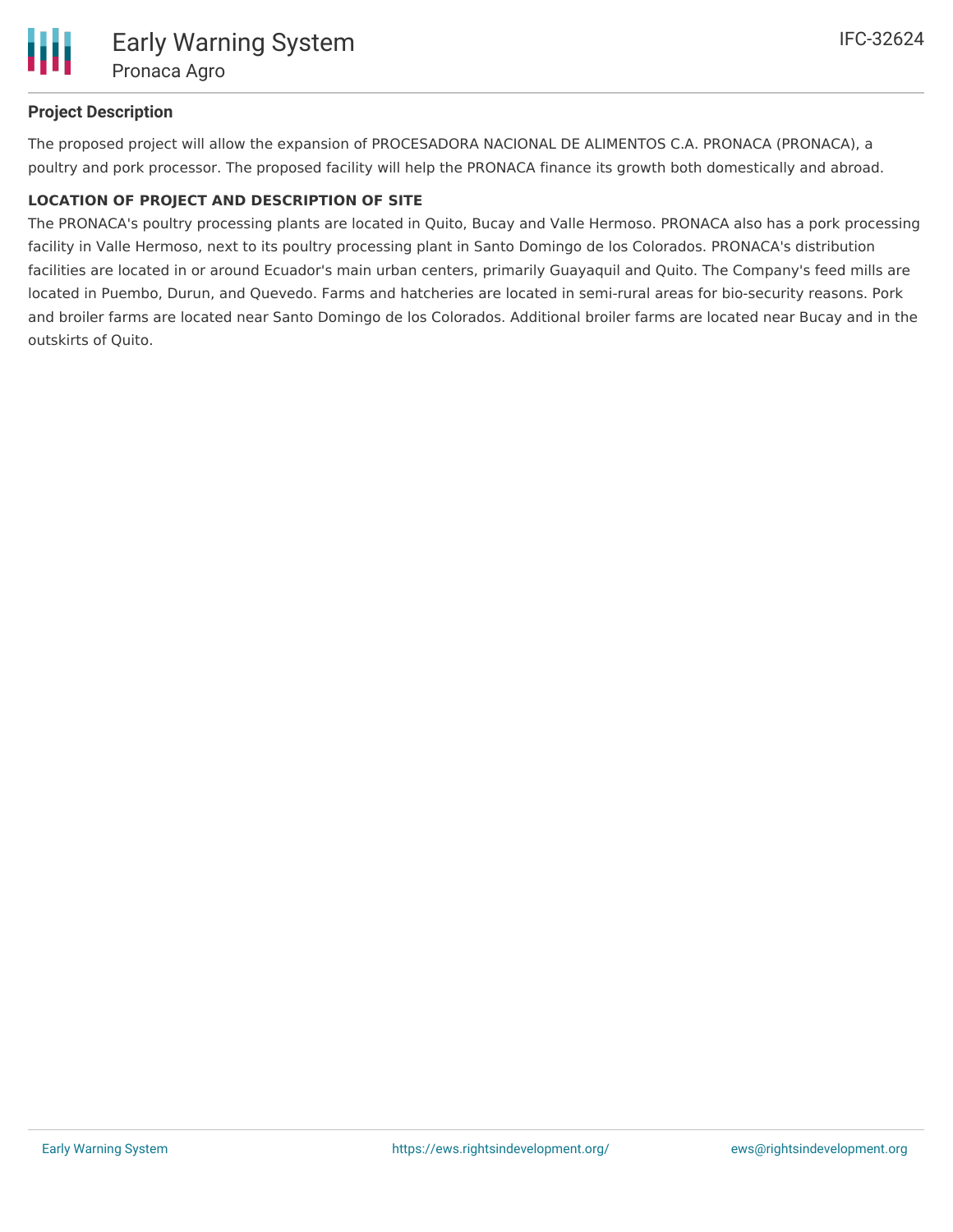## Project Description

The proposed project will allow the expansion of PROCESADORA NACIONAL DE ALIMENTOS C.A. PRONACA (PRONACA), a poultry and pork processor. The proposed facility will help the PRONACA finance its growth both domestically and abroad.

### LOCATION OF PROJECT AND DESCRIPTION OF SITE

The PRONACA's poultry processing plants are located in Quito, Bucay and Valle Hermoso. PRONACA also has a pork processing facility in Valle Hermoso, next to its poultry processing plant in Santo Domingo de los Colorados. PRONACA's distribution facilities are located in or around Ecuador's main urban centers, primarily Guayaquil and Quito. The Company's feed mills are located in Puembo, Durun, and Quevedo. Farms and hatcheries are located in semi-rural areas for bio-security reasons. Pork and broiler farms are located near Santo Domingo de los Colorados. Additional broiler farms are located near Bucay and in the outskirts of Quito.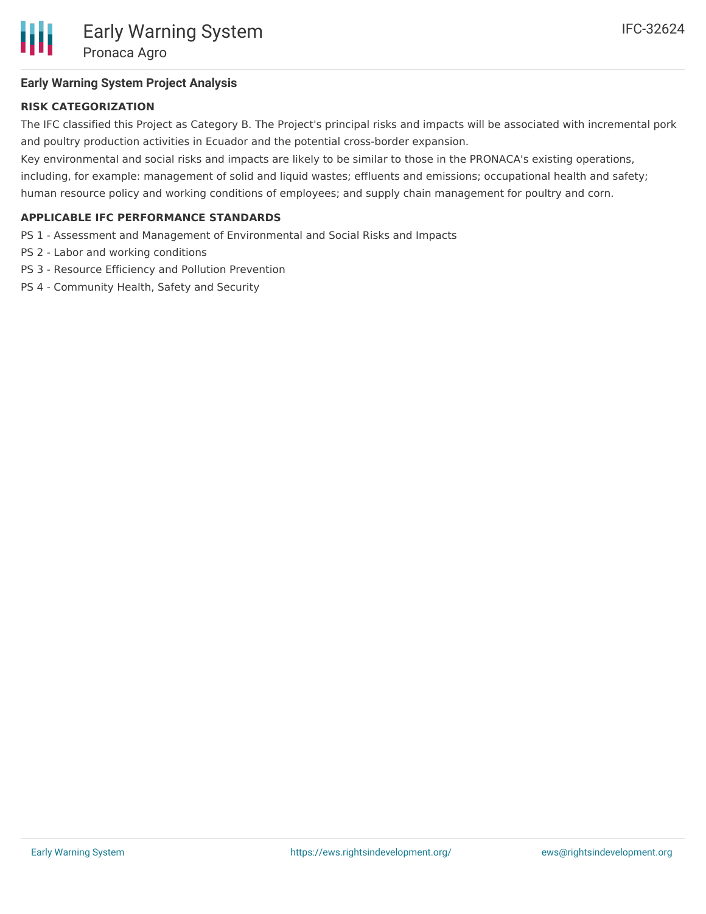## Early Warning System Project Analysis

### RISK CATEGORIZATION

The IFC classified this Project as Category B. The Project's principal risks and impacts will be associated with incremental pork and poultry production activities in Ecuador and the potential cross-border expansion.

Key environmental and social risks and impacts are likely to be similar to those in the PRONACA's existing operations, including, for example: management of solid and liquid wastes; effluents and emissions; occupational health and safety; human resource policy and working conditions of employees; and supply chain management for poultry and corn.

### APPLICABLE IFC PERFORMANCE STANDARDS

PS 1 - Assessment and Management of Environmental and Social Risks and Impacts

PS 2 - Labor and working conditions

PS 3 - Resource Efficiency and Pollution Prevention

PS 4 - Community Health, Safety and Security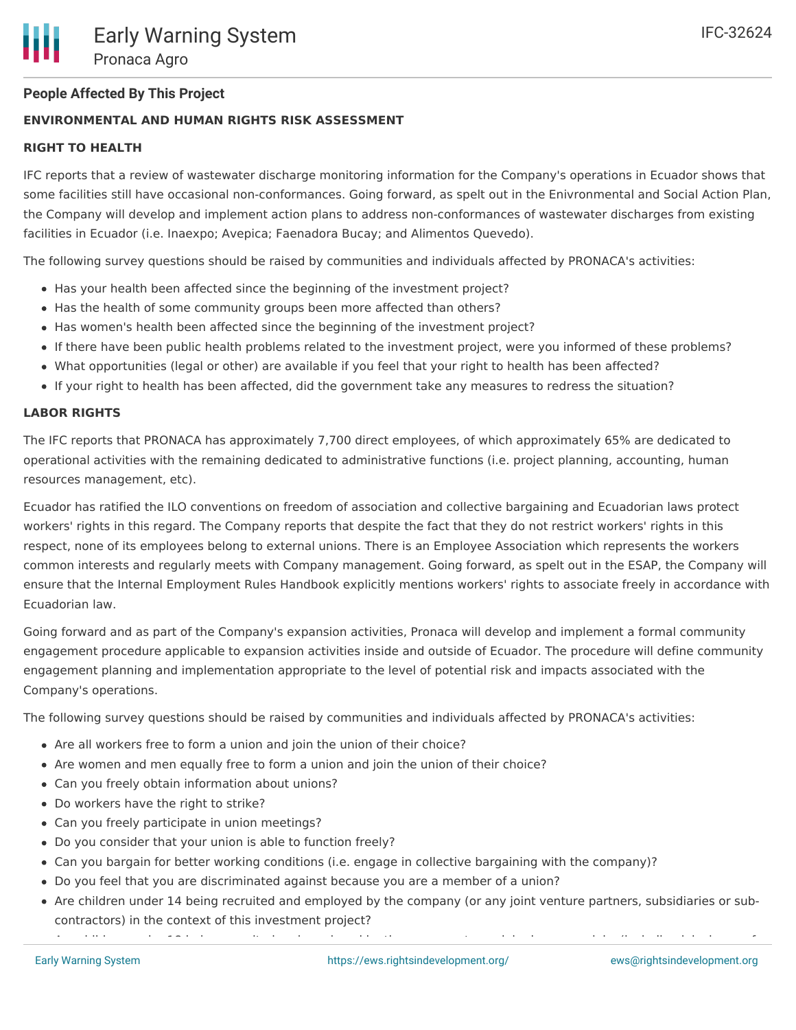## People Affected By This Project

### ENVIRONMENTAL AND HUMAN RIGHTS RISK ASSESSMENT

### RIGHT TO HEALTH

IFC reports that a review of wastewater discharge monitoring information for the Company's operations in Ecuador shows that some facilities still have occasional non-conformances. Going forward, as spelt out in the Enivronmental and Social Action Plan, the Company will develop and implement action plans to address non-conformances of wastewater discharges from existing facilities in Ecuador (i.e. Inaexpo; Avepica; Faenadora Bucay; and Alimentos Quevedo).

The following survey questions should be raised by communities and individuals affected by PRONACA's activities:

- Has your health been affected since the beginning of the investment project?
- Has the health of some community groups been more affected than others?
- Has women's health been affected since the beginning of the investment project?
- If there have been public health problems related to the investment project, were you informed of these problems?
- What opportunities (legal or other) are available if you feel that your right to health has been affected?
- If your right to health has been affected, did the government take any measures to redress the situation?

### LABOR RIGHTS

The IFC reports that PRONACA has approximately 7,700 direct employees, of which approximately 65% are dedicated to operational activities with the remaining dedicated to administrative functions (i.e. project planning, accounting, human resources management, etc).

Ecuador has ratified the ILO conventions on freedom of association and collective bargaining and Ecuadorian laws protect workers' rights in this regard. The Company reports that despite the fact that they do not restrict workers' rights in this respect, none of its employees belong to external unions. There is an Employee Association which represents the workers common interests and regularly meets with Company management. Going forward, as spelt out in the ESAP, the Company will ensure that the Internal Employment Rules Handbook explicitly mentions workers' rights to associate freely in accordance with Ecuadorian law.

Going forward and as part of the Company's expansion activities, Pronaca will develop and implement a formal community engagement procedure applicable to expansion activities inside and outside of Ecuador. The procedure will define community engagement planning and implementation appropriate to the level of potential risk and impacts associated with the Company's operations.

The following survey questions should be raised by communities and individuals affected by PRONACA's activities:

- Are all workers free to form a union and join the union of their choice?
- Are women and men equally free to form a union and join the union of their choice?
- Can you freely obtain information about unions?
- Do workers have the right to strike?
- Can you freely participate in union meetings?
- Do you consider that your union is able to function freely?
- Can you bargain for better working conditions (i.e. engage in collective bargaining with the company)?
- Do you feel that you are discriminated against because you are a member of a union?
- Are children under 14 being recruited and employed by the company (or any joint venture partners, subsidiaries or sub-contractors) in the context of this investment project?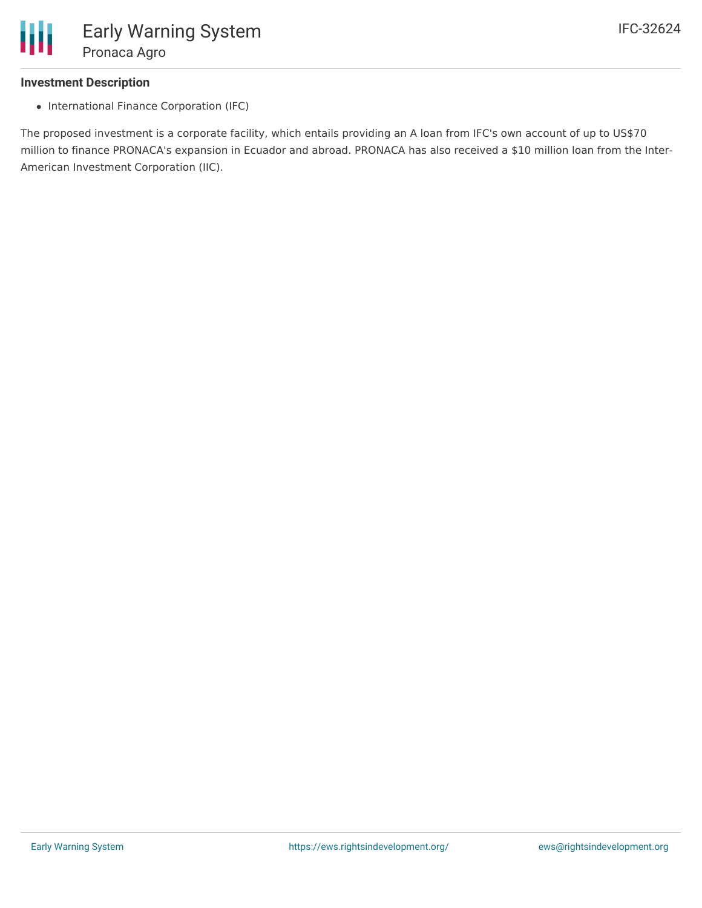## Investment Description

- International Finance Corporation (IFC)

The proposed investment is a corporate facility, which entails providing an A loan from IFC's own account of up to US$70 million to finance PRONACA's expansion in Ecuador and abroad. PRONACA has also received a $10 million loan from the Inter-American Investment Corporation (IIC).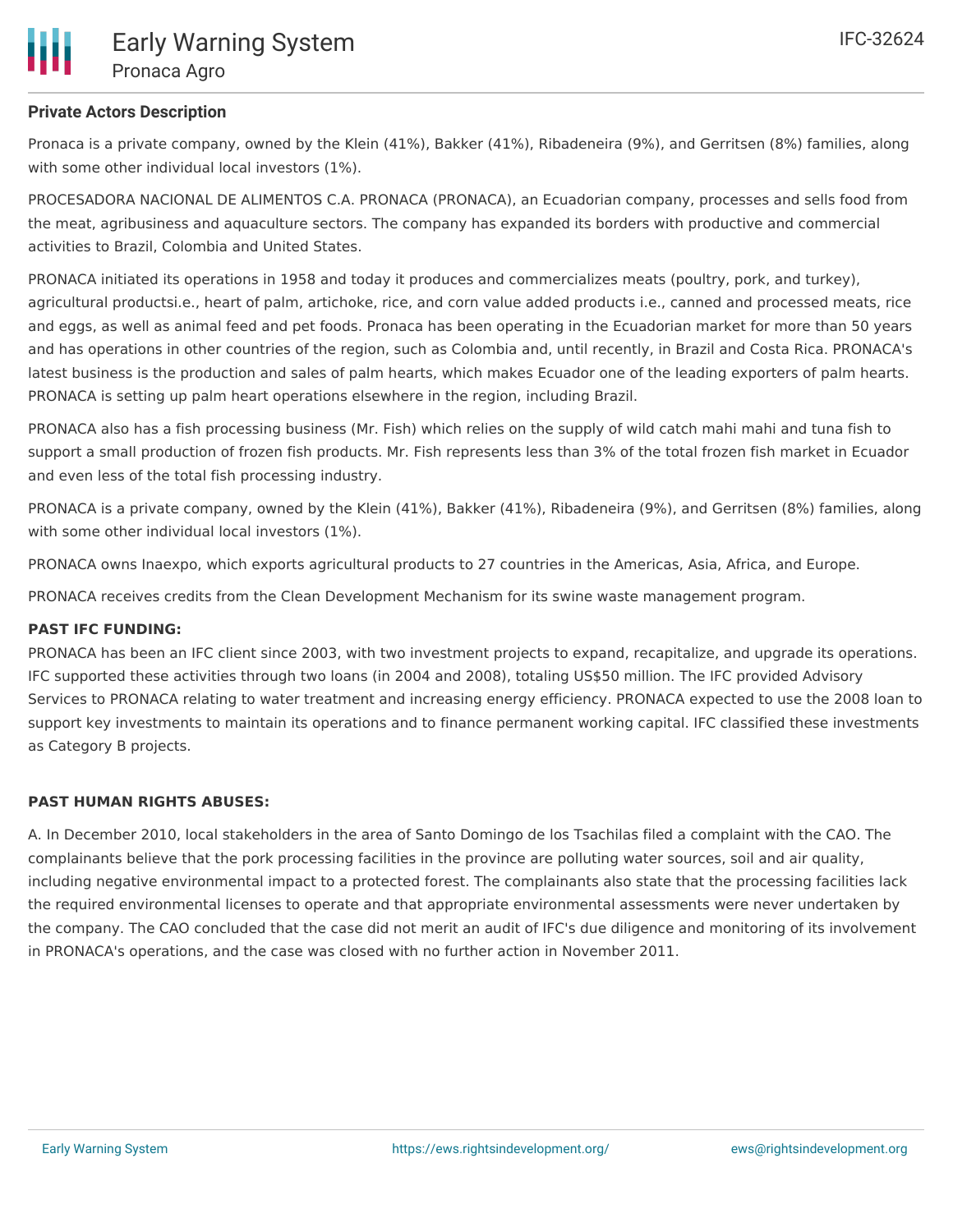### Private Actors Description

Pronaca is a private company, owned by the Klein (41%), Bakker (41%), Ribadeneira (9%), and Gerritsen (8%) families, along with some other individual local investors (1%).

PROCESADORA NACIONAL DE ALIMENTOS C.A. PRONACA (PRONACA), an Ecuadorian company, processes and sells food from the meat, agribusiness and aquaculture sectors. The company has expanded its borders with productive and commercial activities to Brazil, Colombia and United States.

PRONACA initiated its operations in 1958 and today it produces and commercializes meats (poultry, pork, and turkey), agricultural productsi.e., heart of palm, artichoke, rice, and corn value added products i.e., canned and processed meats, rice and eggs, as well as animal feed and pet foods. Pronaca has been operating in the Ecuadorian market for more than 50 years and has operations in other countries of the region, such as Colombia and, until recently, in Brazil and Costa Rica. PRONACA's latest business is the production and sales of palm hearts, which makes Ecuador one of the leading exporters of palm hearts. PRONACA is setting up palm heart operations elsewhere in the region, including Brazil.

PRONACA also has a fish processing business (Mr. Fish) which relies on the supply of wild catch mahi mahi and tuna fish to support a small production of frozen fish products. Mr. Fish represents less than 3% of the total frozen fish market in Ecuador and even less of the total fish processing industry.

PRONACA is a private company, owned by the Klein (41%), Bakker (41%), Ribadeneira (9%), and Gerritsen (8%) families, along with some other individual local investors (1%).

PRONACA owns Inaexpo, which exports agricultural products to 27 countries in the Americas, Asia, Africa, and Europe.

PRONACA receives credits from the Clean Development Mechanism for its swine waste management program.

**PAST IFC FUNDING:**

PRONACA has been an IFC client since 2003, with two investment projects to expand, recapitalize, and upgrade its operations. IFC supported these activities through two loans (in 2004 and 2008), totaling US$50 million. The IFC provided Advisory Services to PRONACA relating to water treatment and increasing energy efficiency. PRONACA expected to use the 2008 loan to support key investments to maintain its operations and to finance permanent working capital. IFC classified these investments as Category B projects.

**PAST HUMAN RIGHTS ABUSES:**

A. In December 2010, local stakeholders in the area of Santo Domingo de los Tsachilas filed a complaint with the CAO. The complainants believe that the pork processing facilities in the province are polluting water sources, soil and air quality, including negative environmental impact to a protected forest. The complainants also state that the processing facilities lack the required environmental licenses to operate and that appropriate environmental assessments were never undertaken by the company. The CAO concluded that the case did not merit an audit of IFC's due diligence and monitoring of its involvement in PRONACA's operations, and the case was closed with no further action in November 2011.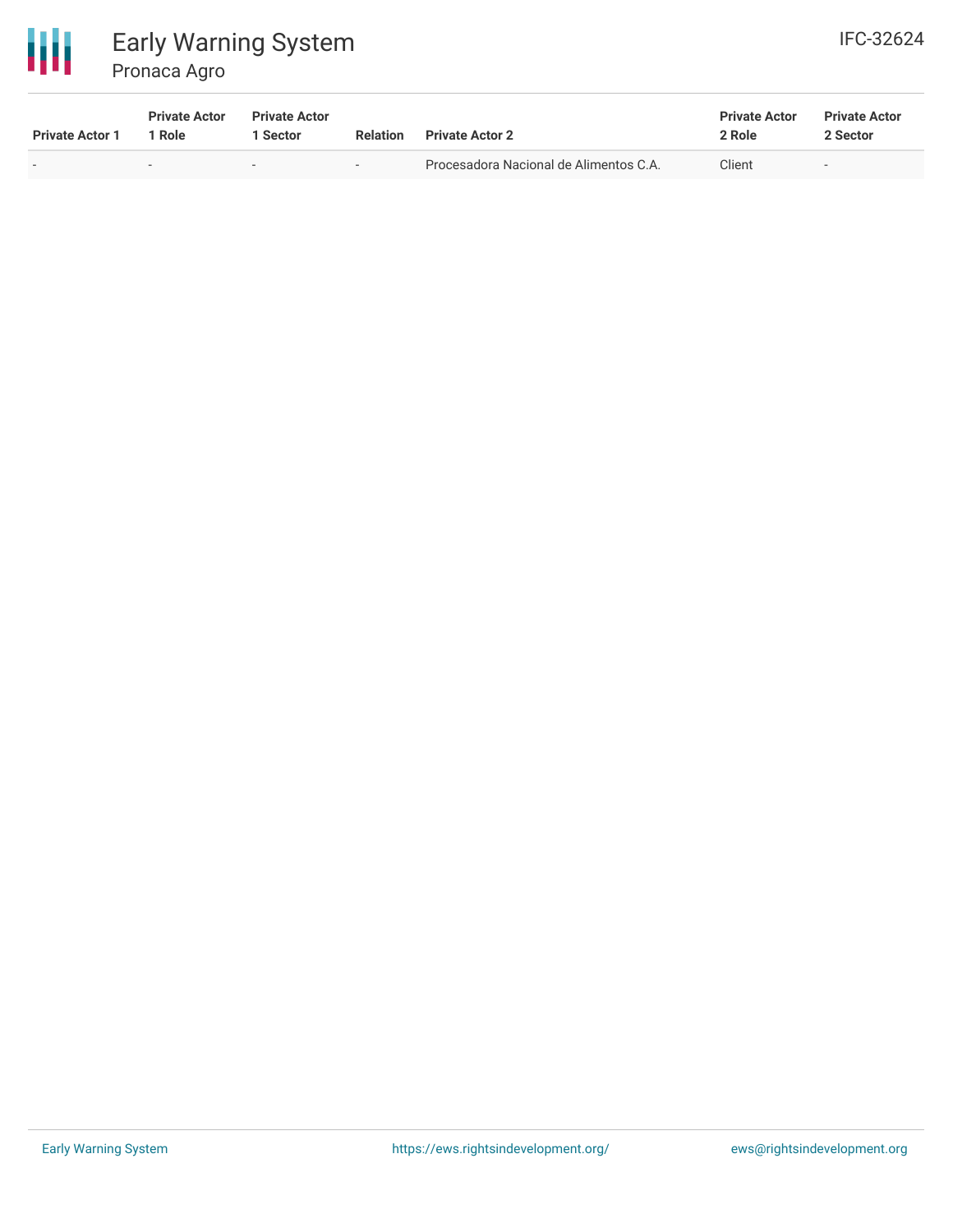| Private Actor 1 | Private Actor 1 Role | Private Actor 1 Sector | Relation | Private Actor 2 | Private Actor 2 Role | Private Actor 2 Sector |
|---|---|---|---|---|---|---|
| - | - | - | - | Procesadora Nacional de Alimentos C.A. | Client | - |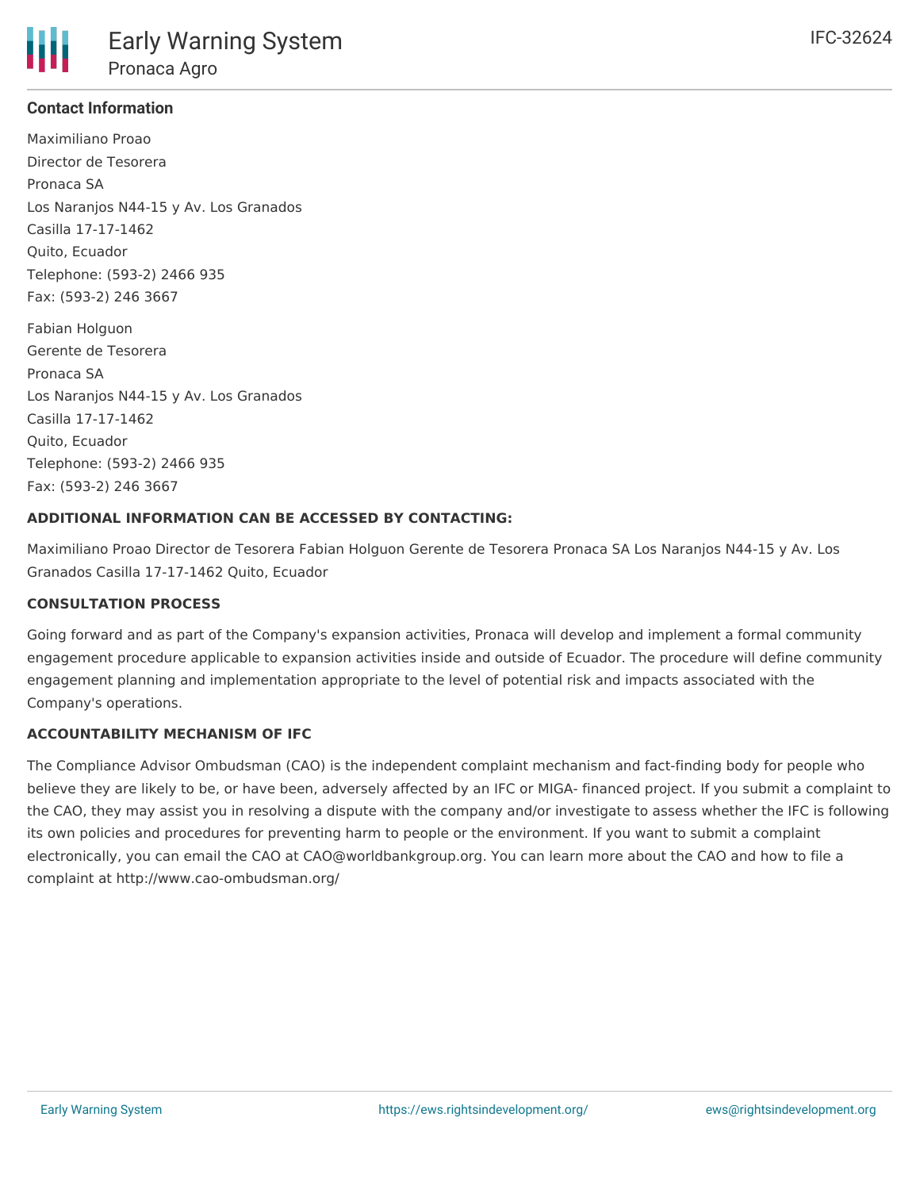## Contact Information

Maximiliano Proao
Director de Tesorera
Pronaca SA
Los Naranjos N44-15 y Av. Los Granados
Casilla 17-17-1462
Quito, Ecuador
Telephone: (593-2) 2466 935
Fax: (593-2) 246 3667

Fabian Holguon
Gerente de Tesorera
Pronaca SA
Los Naranjos N44-15 y Av. Los Granados
Casilla 17-17-1462
Quito, Ecuador
Telephone: (593-2) 2466 935
Fax: (593-2) 246 3667

### ADDITIONAL INFORMATION CAN BE ACCESSED BY CONTACTING:

Maximiliano Proao Director de Tesorera Fabian Holguon Gerente de Tesorera Pronaca SA Los Naranjos N44-15 y Av. Los Granados Casilla 17-17-1462 Quito, Ecuador

### CONSULTATION PROCESS

Going forward and as part of the Company's expansion activities, Pronaca will develop and implement a formal community engagement procedure applicable to expansion activities inside and outside of Ecuador. The procedure will define community engagement planning and implementation appropriate to the level of potential risk and impacts associated with the Company's operations.

### ACCOUNTABILITY MECHANISM OF IFC

The Compliance Advisor Ombudsman (CAO) is the independent complaint mechanism and fact-finding body for people who believe they are likely to be, or have been, adversely affected by an IFC or MIGA- financed project. If you submit a complaint to the CAO, they may assist you in resolving a dispute with the company and/or investigate to assess whether the IFC is following its own policies and procedures for preventing harm to people or the environment. If you want to submit a complaint electronically, you can email the CAO at CAO@worldbankgroup.org. You can learn more about the CAO and how to file a complaint at http://www.cao-ombudsman.org/